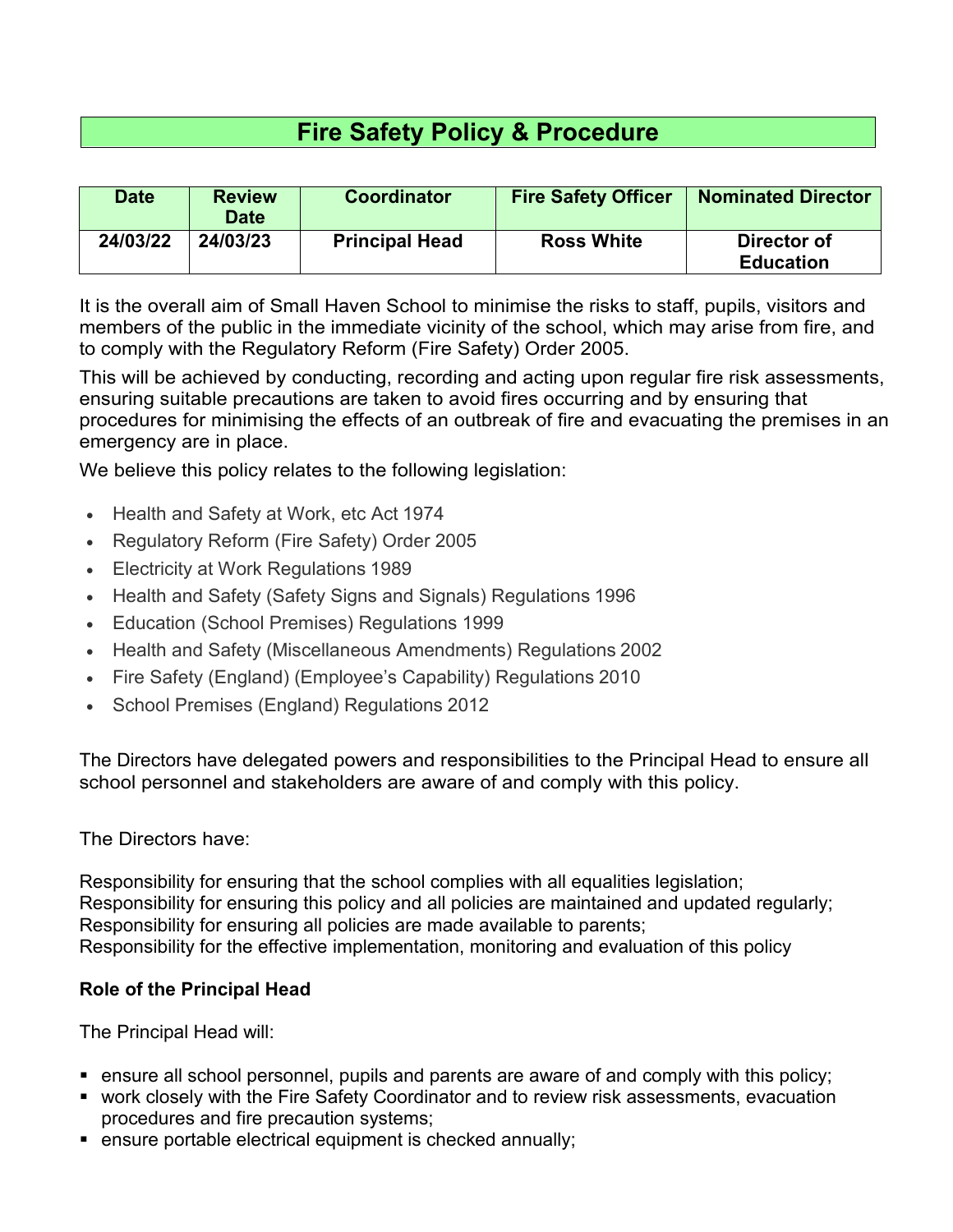# Fire Safety Policy & Procedure

| Date | Review Date | Coordinator | Fire Safety Officer | Nominated Director |
|---|---|---|---|---|
| **24/03/22** | **24/03/23** | **Principal Head** | **Ross White** | **Director of Education** |

It is the overall aim of Small Haven School to minimise the risks to staff, pupils, visitors and members of the public in the immediate vicinity of the school, which may arise from fire, and to comply with the Regulatory Reform (Fire Safety) Order 2005.

This will be achieved by conducting, recording and acting upon regular fire risk assessments, ensuring suitable precautions are taken to avoid fires occurring and by ensuring that procedures for minimising the effects of an outbreak of fire and evacuating the premises in an emergency are in place.

We believe this policy relates to the following legislation:

- Health and Safety at Work, etc Act 1974
- Regulatory Reform (Fire Safety) Order 2005
- Electricity at Work Regulations 1989
- Health and Safety (Safety Signs and Signals) Regulations 1996
- Education (School Premises) Regulations 1999
- Health and Safety (Miscellaneous Amendments) Regulations 2002
- Fire Safety (England) (Employee's Capability) Regulations 2010
- School Premises (England) Regulations 2012

The Directors have delegated powers and responsibilities to the Principal Head to ensure all school personnel and stakeholders are aware of and comply with this policy.

The Directors have:

Responsibility for ensuring that the school complies with all equalities legislation;
Responsibility for ensuring this policy and all policies are maintained and updated regularly;
Responsibility for ensuring all policies are made available to parents;
Responsibility for the effective implementation, monitoring and evaluation of this policy

**Role of the Principal Head**

The Principal Head will:

- ensure all school personnel, pupils and parents are aware of and comply with this policy;
- work closely with the Fire Safety Coordinator and to review risk assessments, evacuation procedures and fire precaution systems;
- ensure portable electrical equipment is checked annually;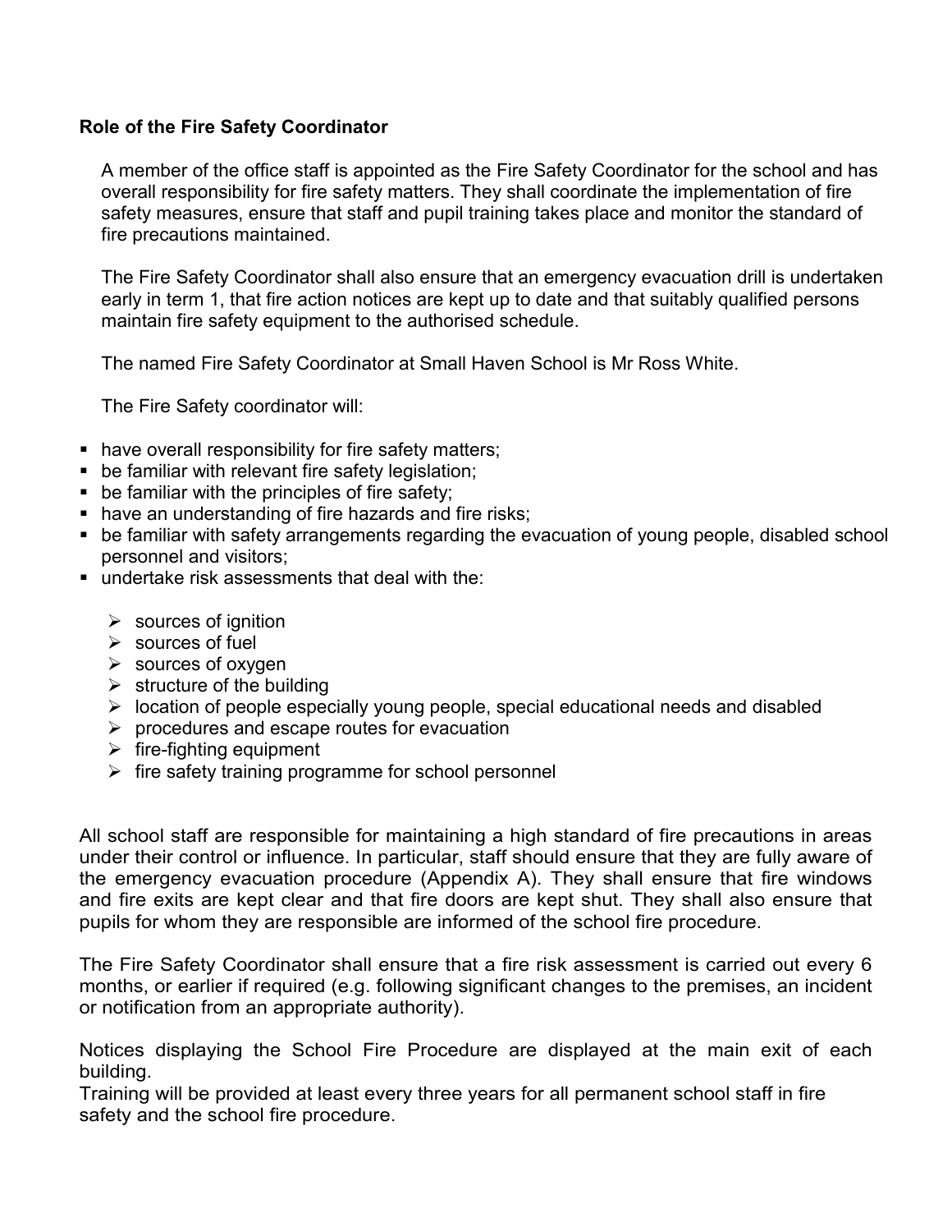**Role of the Fire Safety Coordinator**

A member of the office staff is appointed as the Fire Safety Coordinator for the school and has overall responsibility for fire safety matters. They shall coordinate the implementation of fire safety measures, ensure that staff and pupil training takes place and monitor the standard of fire precautions maintained.

The Fire Safety Coordinator shall also ensure that an emergency evacuation drill is undertaken early in term 1, that fire action notices are kept up to date and that suitably qualified persons maintain fire safety equipment to the authorised schedule.

The named Fire Safety Coordinator at Small Haven School is Mr Ross White.

The Fire Safety coordinator will:

- have overall responsibility for fire safety matters;
- be familiar with relevant fire safety legislation;
- be familiar with the principles of fire safety;
- have an understanding of fire hazards and fire risks;
- be familiar with safety arrangements regarding the evacuation of young people, disabled school personnel and visitors;
- undertake risk assessments that deal with the:
    - sources of ignition
    - sources of fuel
    - sources of oxygen
    - structure of the building
    - location of people especially young people, special educational needs and disabled
    - procedures and escape routes for evacuation
    - fire-fighting equipment
    - fire safety training programme for school personnel

All school staff are responsible for maintaining a high standard of fire precautions in areas under their control or influence. In particular, staff should ensure that they are fully aware of the emergency evacuation procedure (Appendix A). They shall ensure that fire windows and fire exits are kept clear and that fire doors are kept shut. They shall also ensure that pupils for whom they are responsible are informed of the school fire procedure.

The Fire Safety Coordinator shall ensure that a fire risk assessment is carried out every 6 months, or earlier if required (e.g. following significant changes to the premises, an incident or notification from an appropriate authority).

Notices displaying the School Fire Procedure are displayed at the main exit of each building.

Training will be provided at least every three years for all permanent school staff in fire safety and the school fire procedure.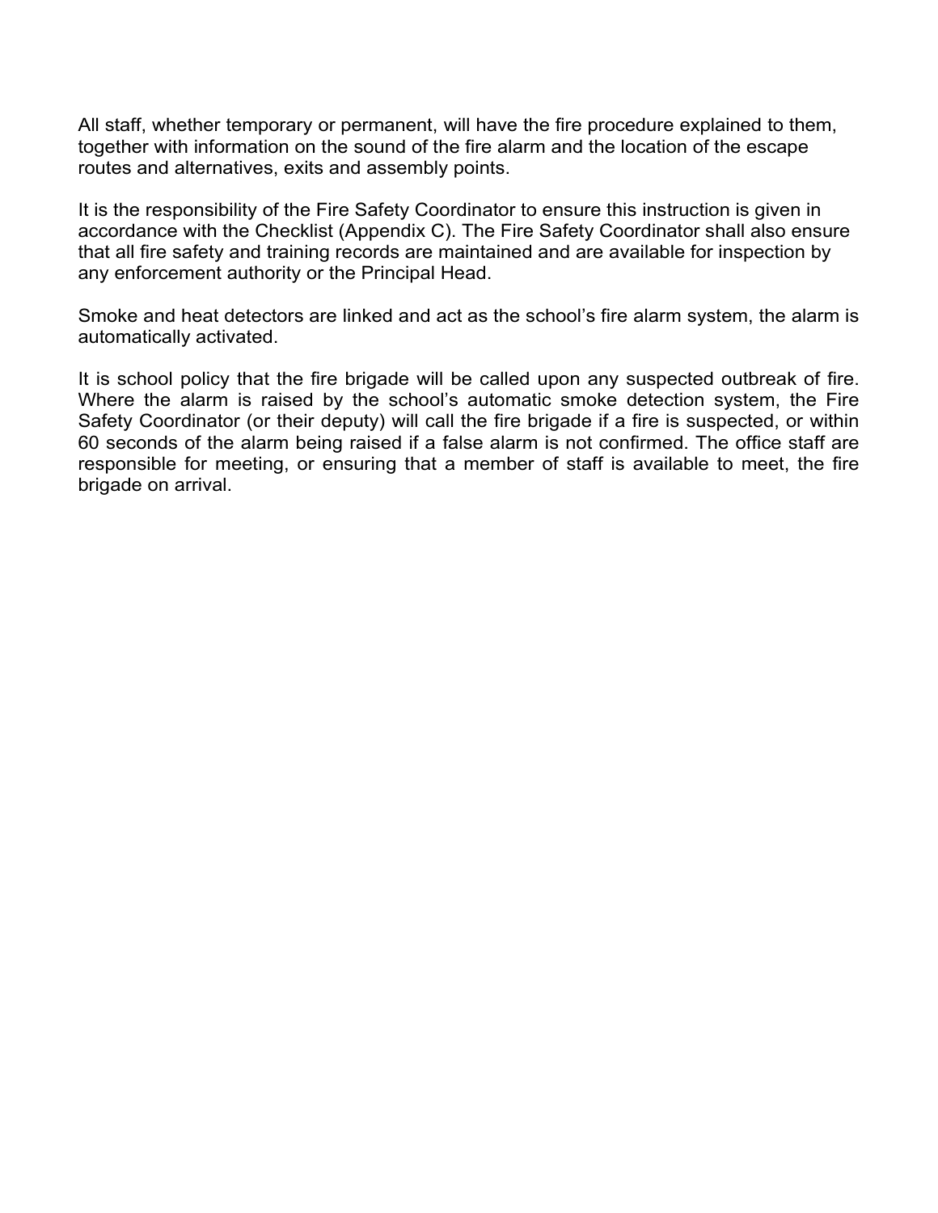All staff, whether temporary or permanent, will have the fire procedure explained to them, together with information on the sound of the fire alarm and the location of the escape routes and alternatives, exits and assembly points.

It is the responsibility of the Fire Safety Coordinator to ensure this instruction is given in accordance with the Checklist (Appendix C). The Fire Safety Coordinator shall also ensure that all fire safety and training records are maintained and are available for inspection by any enforcement authority or the Principal Head.

Smoke and heat detectors are linked and act as the school's fire alarm system, the alarm is automatically activated.

It is school policy that the fire brigade will be called upon any suspected outbreak of fire. Where the alarm is raised by the school's automatic smoke detection system, the Fire Safety Coordinator (or their deputy) will call the fire brigade if a fire is suspected, or within 60 seconds of the alarm being raised if a false alarm is not confirmed. The office staff are responsible for meeting, or ensuring that a member of staff is available to meet, the fire brigade on arrival.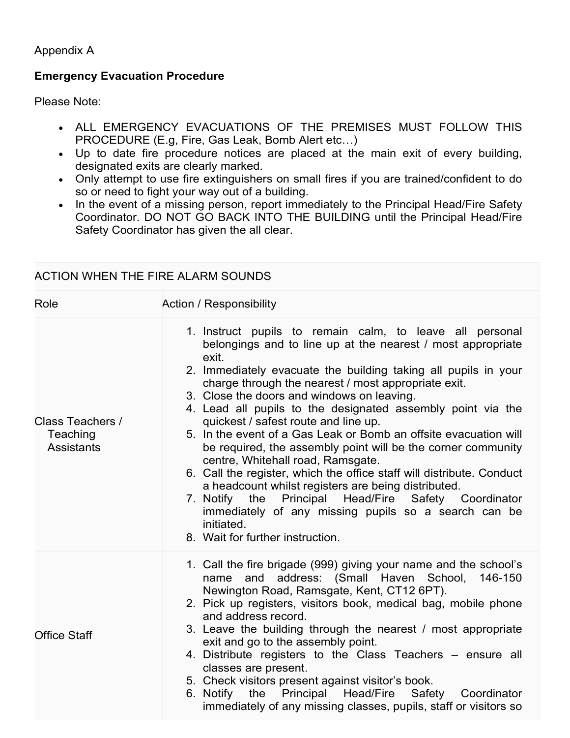Appendix A

**Emergency Evacuation Procedure**

Please Note:

- ALL EMERGENCY EVACUATIONS OF THE PREMISES MUST FOLLOW THIS PROCEDURE (E.g, Fire, Gas Leak, Bomb Alert etc…)
- Up to date fire procedure notices are placed at the main exit of every building, designated exits are clearly marked.
- Only attempt to use fire extinguishers on small fires if you are trained/confident to do so or need to fight your way out of a building.
- In the event of a missing person, report immediately to the Principal Head/Fire Safety Coordinator. DO NOT GO BACK INTO THE BUILDING until the Principal Head/Fire Safety Coordinator has given the all clear.

| ACTION WHEN THE FIRE ALARM SOUNDS | |
|---|---|
| Role | Action / Responsibility |
| Class Teachers / Teaching Assistants | 1. Instruct pupils to remain calm, to leave all personal belongings and to line up at the nearest / most appropriate exit.<br>2. Immediately evacuate the building taking all pupils in your charge through the nearest / most appropriate exit.<br>3. Close the doors and windows on leaving.<br>4. Lead all pupils to the designated assembly point via the quickest / safest route and line up.<br>5. In the event of a Gas Leak or Bomb an offsite evacuation will be required, the assembly point will be the corner community centre, Whitehall road, Ramsgate.<br>6. Call the register, which the office staff will distribute. Conduct a headcount whilst registers are being distributed.<br>7. Notify the Principal Head/Fire Safety Coordinator immediately of any missing pupils so a search can be initiated.<br>8. Wait for further instruction. |
| Office Staff | 1. Call the fire brigade (999) giving your name and the school's name and address: (Small Haven School, 146-150 Newington Road, Ramsgate, Kent, CT12 6PT).<br>2. Pick up registers, visitors book, medical bag, mobile phone and address record.<br>3. Leave the building through the nearest / most appropriate exit and go to the assembly point.<br>4. Distribute registers to the Class Teachers – ensure all classes are present.<br>5. Check visitors present against visitor's book.<br>6. Notify the Principal Head/Fire Safety Coordinator immediately of any missing classes, pupils, staff or visitors so |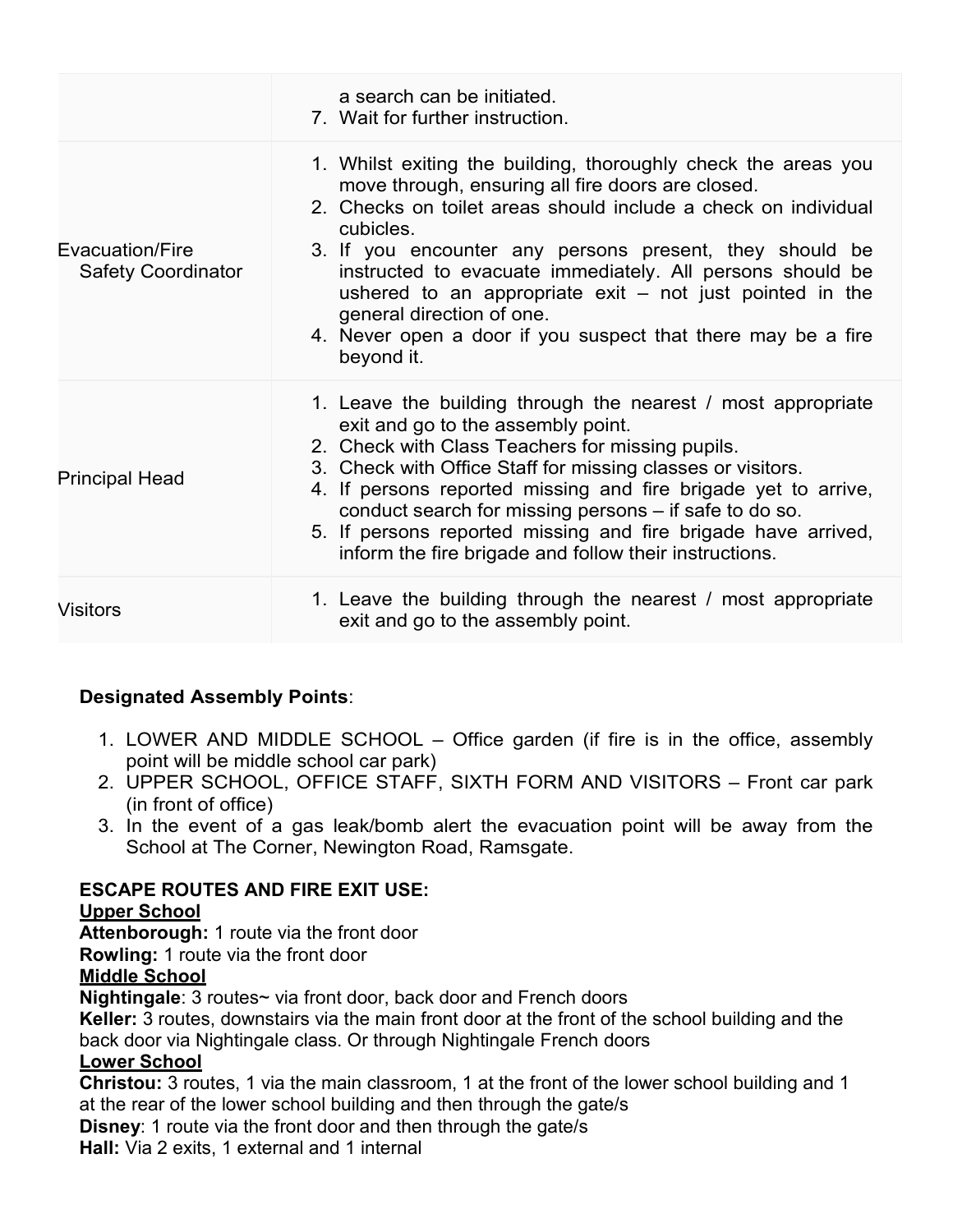| | |
|---|---|
| | a search can be initiated.<br>7. Wait for further instruction. |
| Evacuation/Fire Safety Coordinator | 1. Whilst exiting the building, thoroughly check the areas you move through, ensuring all fire doors are closed.<br>2. Checks on toilet areas should include a check on individual cubicles.<br>3. If you encounter any persons present, they should be instructed to evacuate immediately. All persons should be ushered to an appropriate exit – not just pointed in the general direction of one.<br>4. Never open a door if you suspect that there may be a fire beyond it. |
| Principal Head | 1. Leave the building through the nearest / most appropriate exit and go to the assembly point.<br>2. Check with Class Teachers for missing pupils.<br>3. Check with Office Staff for missing classes or visitors.<br>4. If persons reported missing and fire brigade yet to arrive, conduct search for missing persons – if safe to do so.<br>5. If persons reported missing and fire brigade have arrived, inform the fire brigade and follow their instructions. |
| Visitors | 1. Leave the building through the nearest / most appropriate exit and go to the assembly point. |

**Designated Assembly Points**:

1. LOWER AND MIDDLE SCHOOL – Office garden (if fire is in the office, assembly point will be middle school car park)
2. UPPER SCHOOL, OFFICE STAFF, SIXTH FORM AND VISITORS – Front car park (in front of office)
3. In the event of a gas leak/bomb alert the evacuation point will be away from the School at The Corner, Newington Road, Ramsgate.

**ESCAPE ROUTES AND FIRE EXIT USE:**

**Upper School**

**Attenborough:** 1 route via the front door

**Rowling:** 1 route via the front door

**Middle School**

**Nightingale**: 3 routes~ via front door, back door and French doors

**Keller:** 3 routes, downstairs via the main front door at the front of the school building and the back door via Nightingale class. Or through Nightingale French doors

**Lower School**

**Christou:** 3 routes, 1 via the main classroom, 1 at the front of the lower school building and 1 at the rear of the lower school building and then through the gate/s

**Disney**: 1 route via the front door and then through the gate/s

**Hall:** Via 2 exits, 1 external and 1 internal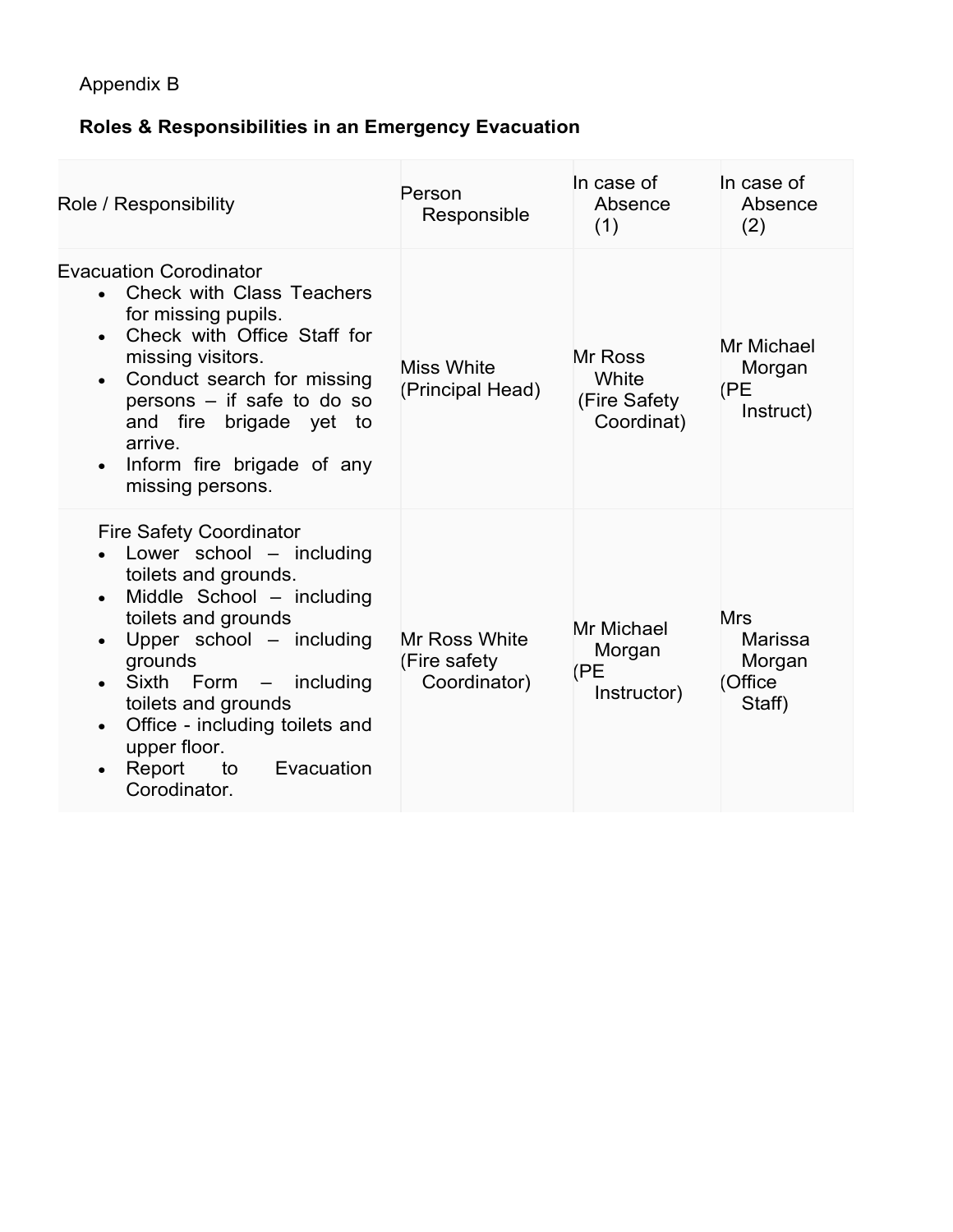Appendix B

**Roles & Responsibilities in an Emergency Evacuation**

| Role / Responsibility | Person Responsible | In case of Absence (1) | In case of Absence (2) |
|---|---|---|---|
| Evacuation Corodinator<br>• Check with Class Teachers for missing pupils.<br>• Check with Office Staff for missing visitors.<br>• Conduct search for missing persons – if safe to do so and fire brigade yet to arrive.<br>• Inform fire brigade of any missing persons. | Miss White (Principal Head) | Mr Ross White (Fire Safety Coordinat) | Mr Michael Morgan (PE Instruct) |
| Fire Safety Coordinator<br>• Lower school – including toilets and grounds.<br>• Middle School – including toilets and grounds<br>• Upper school – including grounds<br>• Sixth Form – including toilets and grounds<br>• Office - including toilets and upper floor.<br>• Report to Evacuation Corodinator. | Mr Ross White (Fire safety Coordinator) | Mr Michael Morgan (PE Instructor) | Mrs Marissa Morgan (Office Staff) |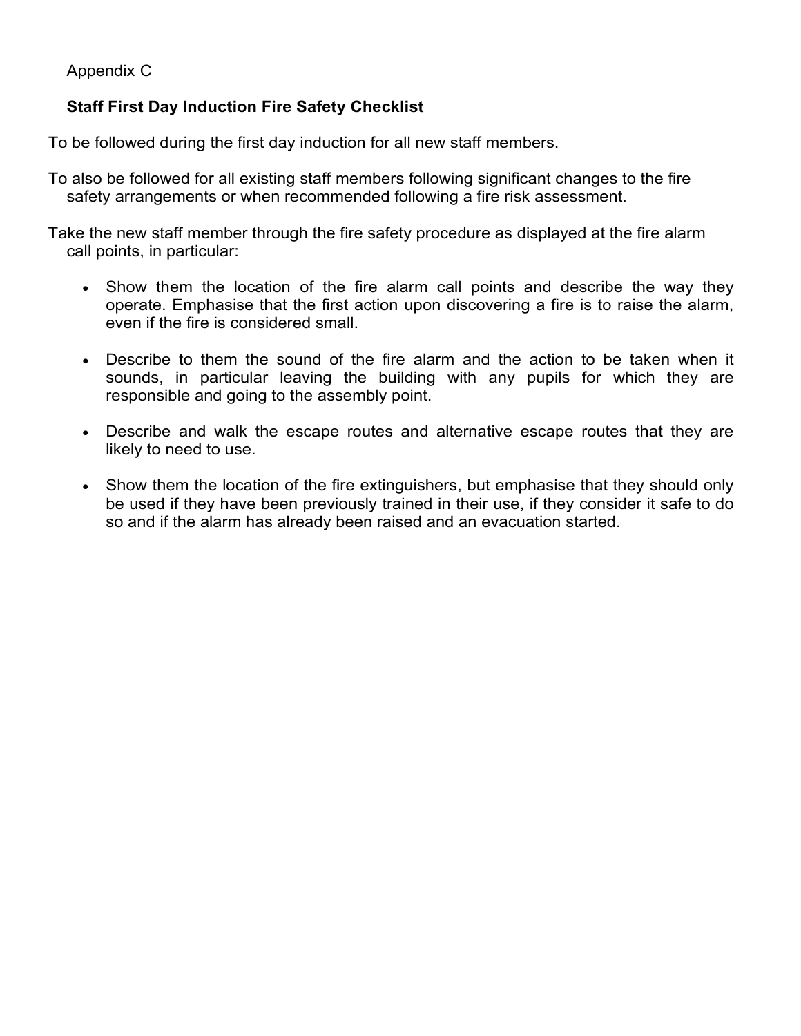Appendix C

**Staff First Day Induction Fire Safety Checklist**

To be followed during the first day induction for all new staff members.

To also be followed for all existing staff members following significant changes to the fire safety arrangements or when recommended following a fire risk assessment.

Take the new staff member through the fire safety procedure as displayed at the fire alarm call points, in particular:

- Show them the location of the fire alarm call points and describe the way they operate. Emphasise that the first action upon discovering a fire is to raise the alarm, even if the fire is considered small.
- Describe to them the sound of the fire alarm and the action to be taken when it sounds, in particular leaving the building with any pupils for which they are responsible and going to the assembly point.
- Describe and walk the escape routes and alternative escape routes that they are likely to need to use.
- Show them the location of the fire extinguishers, but emphasise that they should only be used if they have been previously trained in their use, if they consider it safe to do so and if the alarm has already been raised and an evacuation started.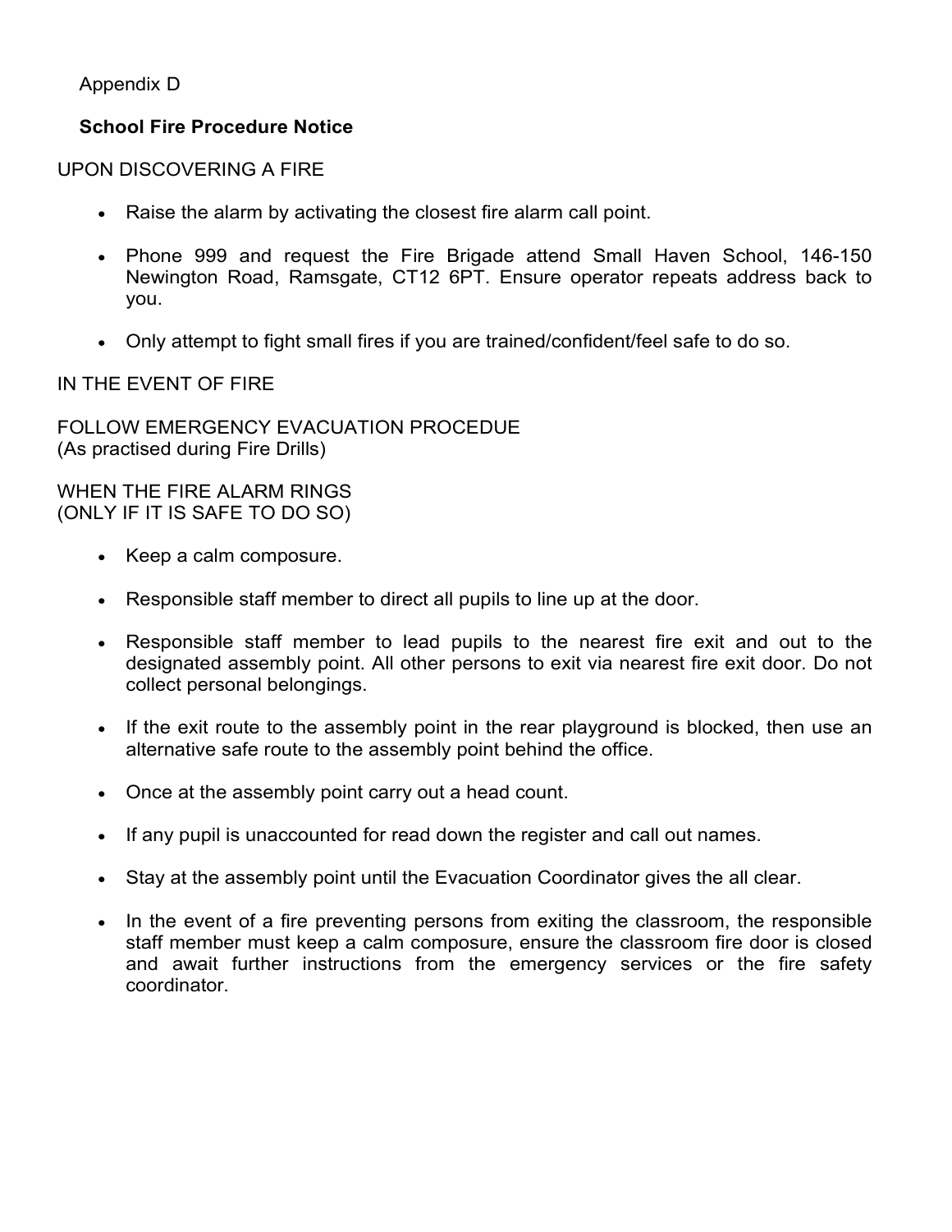Appendix D

**School Fire Procedure Notice**

UPON DISCOVERING A FIRE

- Raise the alarm by activating the closest fire alarm call point.
- Phone 999 and request the Fire Brigade attend Small Haven School, 146-150 Newington Road, Ramsgate, CT12 6PT. Ensure operator repeats address back to you.
- Only attempt to fight small fires if you are trained/confident/feel safe to do so.

IN THE EVENT OF FIRE

FOLLOW EMERGENCY EVACUATION PROCEDUE
(As practised during Fire Drills)

WHEN THE FIRE ALARM RINGS
(ONLY IF IT IS SAFE TO DO SO)

- Keep a calm composure.
- Responsible staff member to direct all pupils to line up at the door.
- Responsible staff member to lead pupils to the nearest fire exit and out to the designated assembly point. All other persons to exit via nearest fire exit door. Do not collect personal belongings.
- If the exit route to the assembly point in the rear playground is blocked, then use an alternative safe route to the assembly point behind the office.
- Once at the assembly point carry out a head count.
- If any pupil is unaccounted for read down the register and call out names.
- Stay at the assembly point until the Evacuation Coordinator gives the all clear.
- In the event of a fire preventing persons from exiting the classroom, the responsible staff member must keep a calm composure, ensure the classroom fire door is closed and await further instructions from the emergency services or the fire safety coordinator.